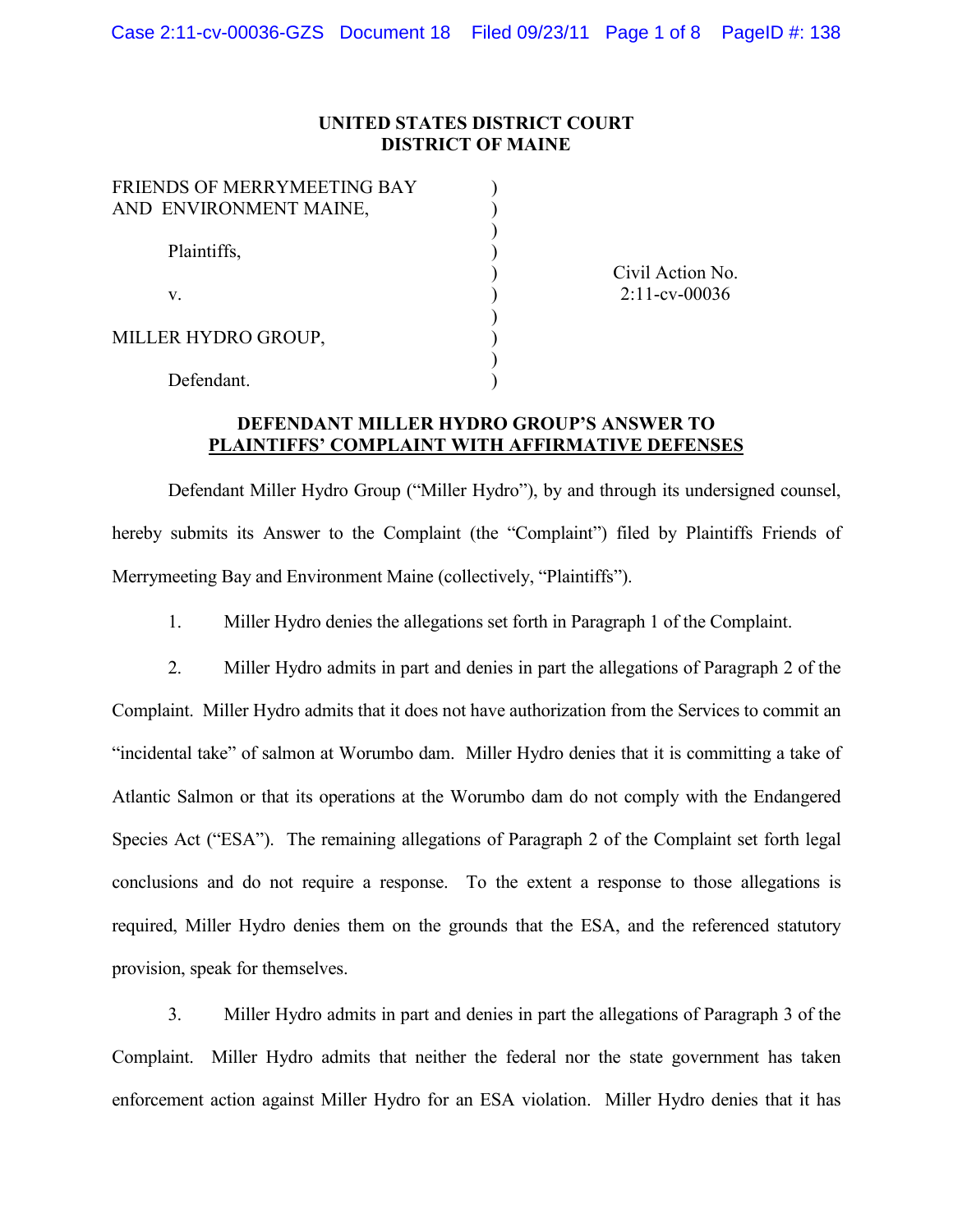**UNITED STATES DISTRICT COURT**
**DISTRICT OF MAINE**

| | | |
|---|---|---|
| FRIENDS OF MERRYMEETING BAY AND ENVIRONMENT MAINE, | ) | |
| Plaintiffs, | ) | Civil Action No. 2:11-cv-00036 |
| v. | ) | |
| MILLER HYDRO GROUP, | ) | |
| Defendant. | ) | |

**DEFENDANT MILLER HYDRO GROUP'S ANSWER TO PLAINTIFFS' COMPLAINT WITH AFFIRMATIVE DEFENSES**

Defendant Miller Hydro Group ("Miller Hydro"), by and through its undersigned counsel, hereby submits its Answer to the Complaint (the "Complaint") filed by Plaintiffs Friends of Merrymeeting Bay and Environment Maine (collectively, "Plaintiffs").

1. Miller Hydro denies the allegations set forth in Paragraph 1 of the Complaint.

2. Miller Hydro admits in part and denies in part the allegations of Paragraph 2 of the Complaint. Miller Hydro admits that it does not have authorization from the Services to commit an "incidental take" of salmon at Worumbo dam. Miller Hydro denies that it is committing a take of Atlantic Salmon or that its operations at the Worumbo dam do not comply with the Endangered Species Act ("ESA"). The remaining allegations of Paragraph 2 of the Complaint set forth legal conclusions and do not require a response. To the extent a response to those allegations is required, Miller Hydro denies them on the grounds that the ESA, and the referenced statutory provision, speak for themselves.

3. Miller Hydro admits in part and denies in part the allegations of Paragraph 3 of the Complaint. Miller Hydro admits that neither the federal nor the state government has taken enforcement action against Miller Hydro for an ESA violation. Miller Hydro denies that it has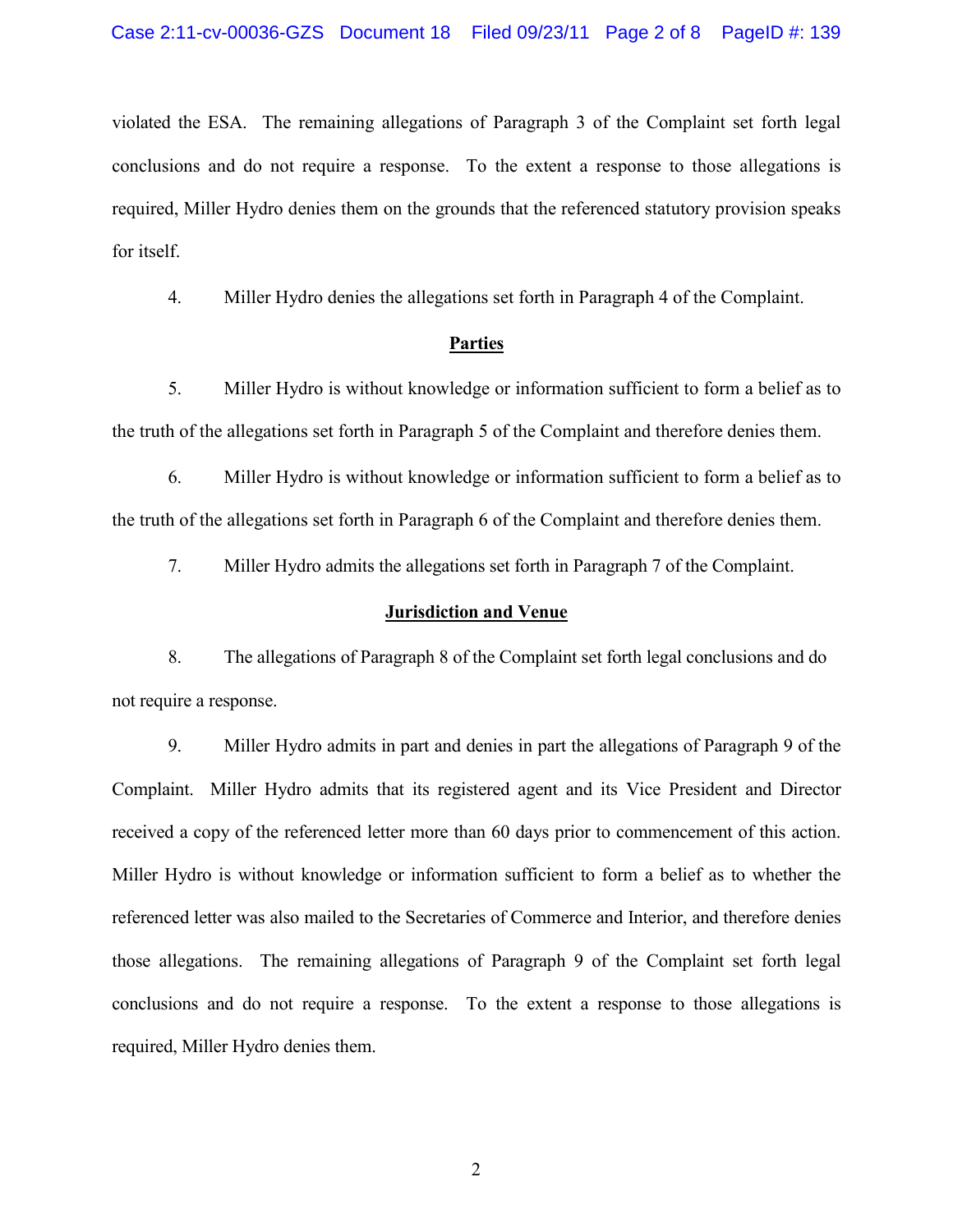violated the ESA. The remaining allegations of Paragraph 3 of the Complaint set forth legal conclusions and do not require a response. To the extent a response to those allegations is required, Miller Hydro denies them on the grounds that the referenced statutory provision speaks for itself.

4. Miller Hydro denies the allegations set forth in Paragraph 4 of the Complaint.

## **Parties**

5. Miller Hydro is without knowledge or information sufficient to form a belief as to the truth of the allegations set forth in Paragraph 5 of the Complaint and therefore denies them.

6. Miller Hydro is without knowledge or information sufficient to form a belief as to the truth of the allegations set forth in Paragraph 6 of the Complaint and therefore denies them.

7. Miller Hydro admits the allegations set forth in Paragraph 7 of the Complaint.

## **Jurisdiction and Venue**

8. The allegations of Paragraph 8 of the Complaint set forth legal conclusions and do not require a response.

9. Miller Hydro admits in part and denies in part the allegations of Paragraph 9 of the Complaint. Miller Hydro admits that its registered agent and its Vice President and Director received a copy of the referenced letter more than 60 days prior to commencement of this action. Miller Hydro is without knowledge or information sufficient to form a belief as to whether the referenced letter was also mailed to the Secretaries of Commerce and Interior, and therefore denies those allegations. The remaining allegations of Paragraph 9 of the Complaint set forth legal conclusions and do not require a response. To the extent a response to those allegations is required, Miller Hydro denies them.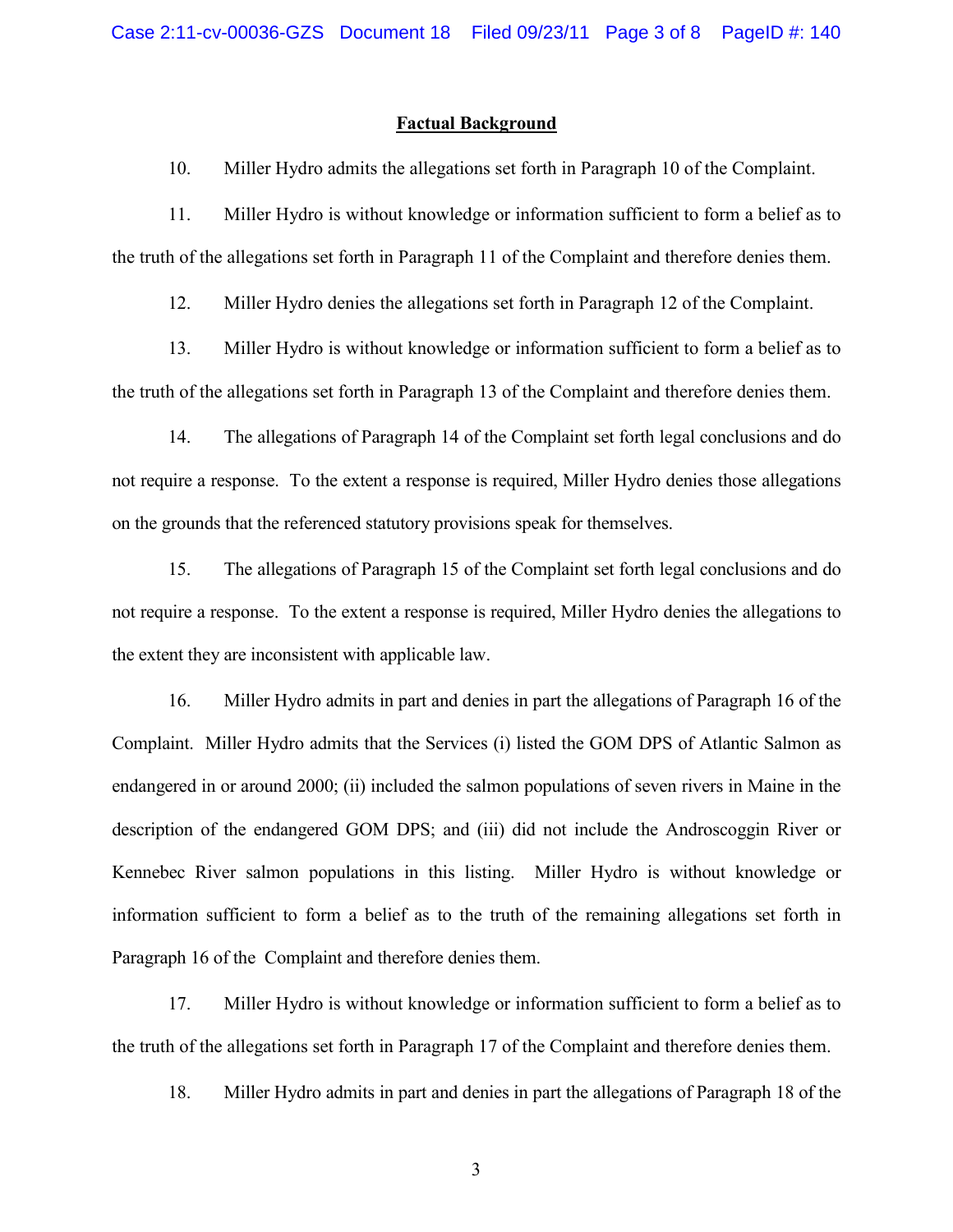## Factual Background

10. Miller Hydro admits the allegations set forth in Paragraph 10 of the Complaint.

11. Miller Hydro is without knowledge or information sufficient to form a belief as to the truth of the allegations set forth in Paragraph 11 of the Complaint and therefore denies them.

12. Miller Hydro denies the allegations set forth in Paragraph 12 of the Complaint.

13. Miller Hydro is without knowledge or information sufficient to form a belief as to the truth of the allegations set forth in Paragraph 13 of the Complaint and therefore denies them.

14. The allegations of Paragraph 14 of the Complaint set forth legal conclusions and do not require a response. To the extent a response is required, Miller Hydro denies those allegations on the grounds that the referenced statutory provisions speak for themselves.

15. The allegations of Paragraph 15 of the Complaint set forth legal conclusions and do not require a response. To the extent a response is required, Miller Hydro denies the allegations to the extent they are inconsistent with applicable law.

16. Miller Hydro admits in part and denies in part the allegations of Paragraph 16 of the Complaint. Miller Hydro admits that the Services (i) listed the GOM DPS of Atlantic Salmon as endangered in or around 2000; (ii) included the salmon populations of seven rivers in Maine in the description of the endangered GOM DPS; and (iii) did not include the Androscoggin River or Kennebec River salmon populations in this listing. Miller Hydro is without knowledge or information sufficient to form a belief as to the truth of the remaining allegations set forth in Paragraph 16 of the Complaint and therefore denies them.

17. Miller Hydro is without knowledge or information sufficient to form a belief as to the truth of the allegations set forth in Paragraph 17 of the Complaint and therefore denies them.

18. Miller Hydro admits in part and denies in part the allegations of Paragraph 18 of the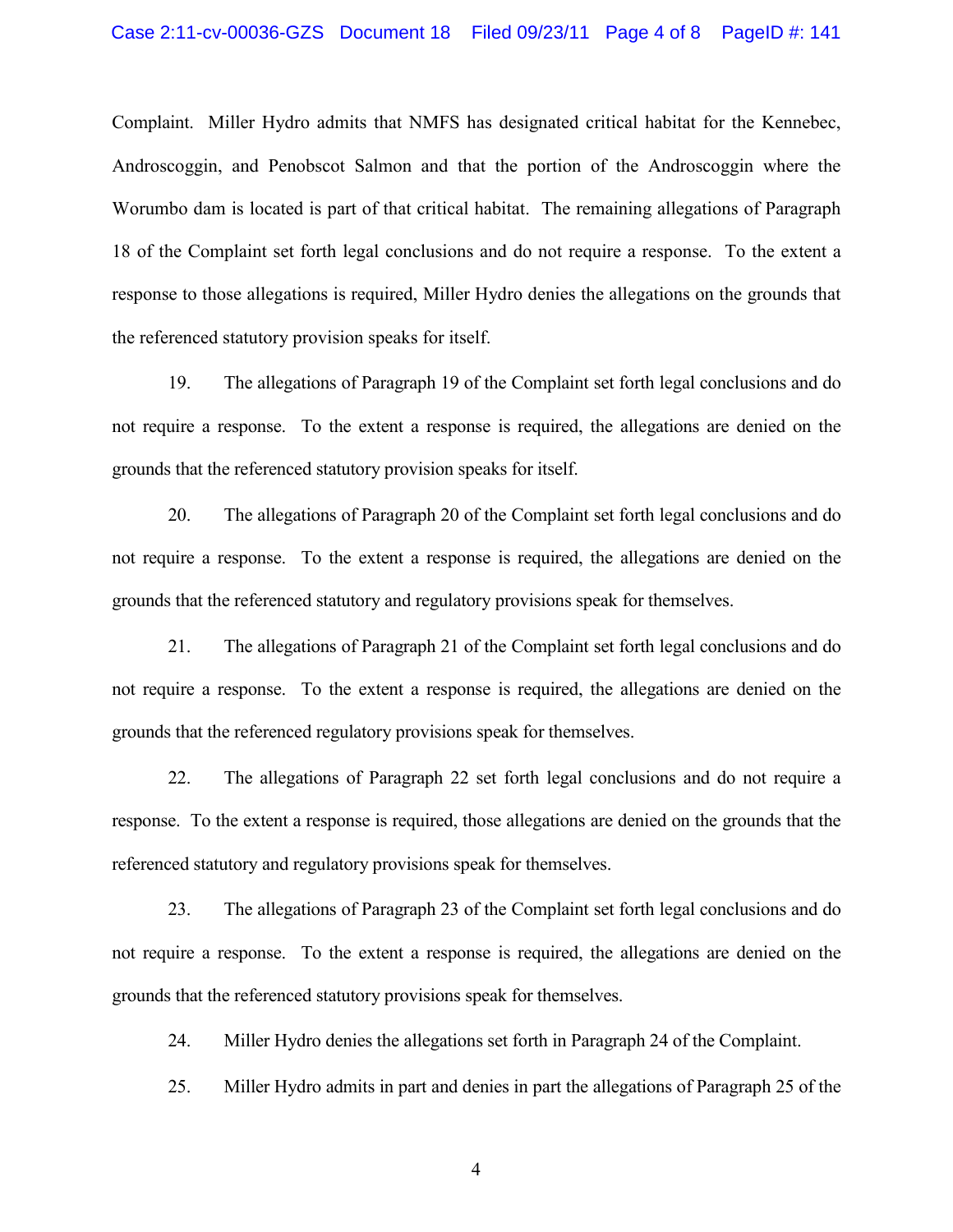Complaint. Miller Hydro admits that NMFS has designated critical habitat for the Kennebec, Androscoggin, and Penobscot Salmon and that the portion of the Androscoggin where the Worumbo dam is located is part of that critical habitat. The remaining allegations of Paragraph 18 of the Complaint set forth legal conclusions and do not require a response. To the extent a response to those allegations is required, Miller Hydro denies the allegations on the grounds that the referenced statutory provision speaks for itself.

19. The allegations of Paragraph 19 of the Complaint set forth legal conclusions and do not require a response. To the extent a response is required, the allegations are denied on the grounds that the referenced statutory provision speaks for itself.

20. The allegations of Paragraph 20 of the Complaint set forth legal conclusions and do not require a response. To the extent a response is required, the allegations are denied on the grounds that the referenced statutory and regulatory provisions speak for themselves.

21. The allegations of Paragraph 21 of the Complaint set forth legal conclusions and do not require a response. To the extent a response is required, the allegations are denied on the grounds that the referenced regulatory provisions speak for themselves.

22. The allegations of Paragraph 22 set forth legal conclusions and do not require a response. To the extent a response is required, those allegations are denied on the grounds that the referenced statutory and regulatory provisions speak for themselves.

23. The allegations of Paragraph 23 of the Complaint set forth legal conclusions and do not require a response. To the extent a response is required, the allegations are denied on the grounds that the referenced statutory provisions speak for themselves.

24. Miller Hydro denies the allegations set forth in Paragraph 24 of the Complaint.

25. Miller Hydro admits in part and denies in part the allegations of Paragraph 25 of the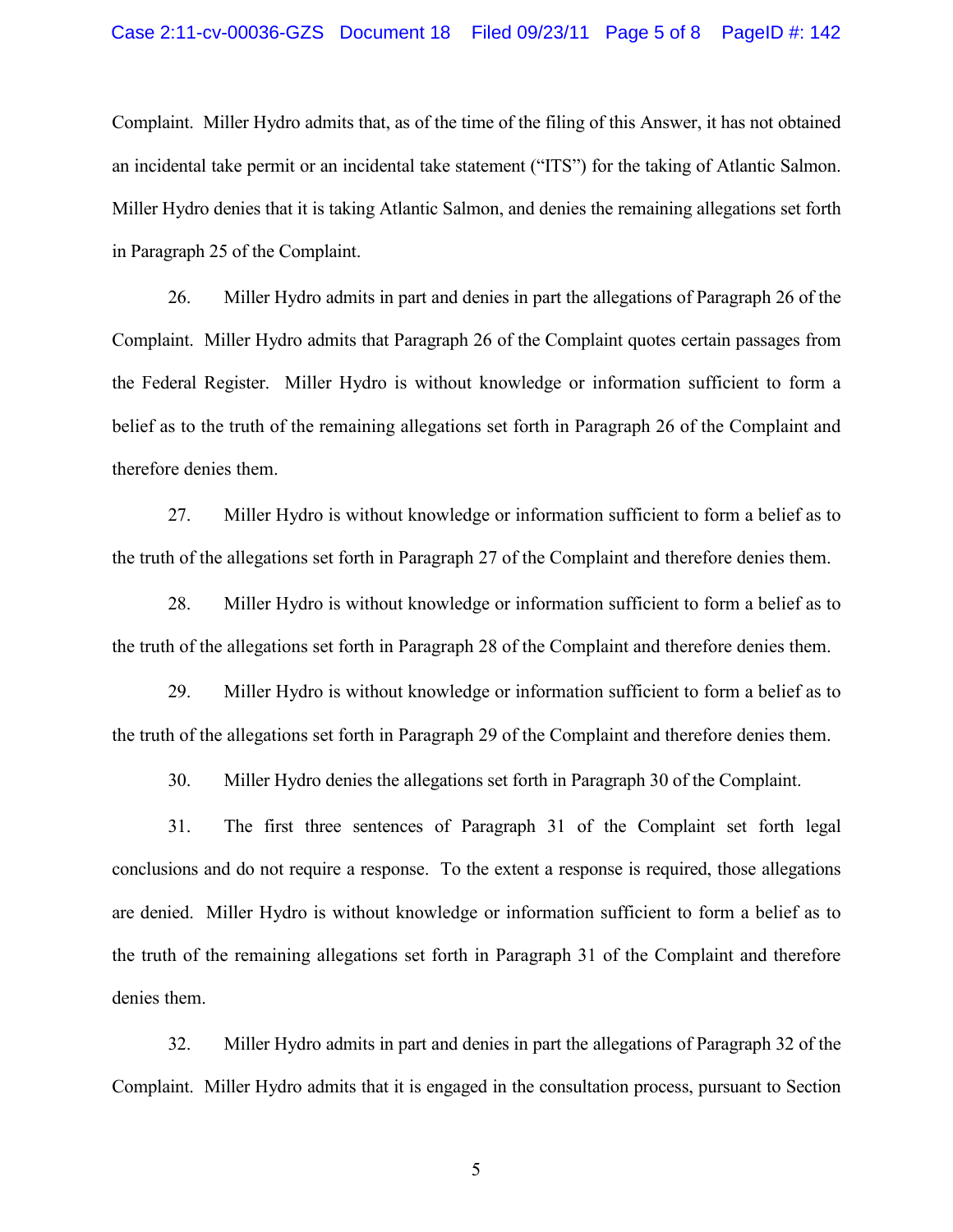Complaint. Miller Hydro admits that, as of the time of the filing of this Answer, it has not obtained an incidental take permit or an incidental take statement ("ITS") for the taking of Atlantic Salmon. Miller Hydro denies that it is taking Atlantic Salmon, and denies the remaining allegations set forth in Paragraph 25 of the Complaint.

26. Miller Hydro admits in part and denies in part the allegations of Paragraph 26 of the Complaint. Miller Hydro admits that Paragraph 26 of the Complaint quotes certain passages from the Federal Register. Miller Hydro is without knowledge or information sufficient to form a belief as to the truth of the remaining allegations set forth in Paragraph 26 of the Complaint and therefore denies them.

27. Miller Hydro is without knowledge or information sufficient to form a belief as to the truth of the allegations set forth in Paragraph 27 of the Complaint and therefore denies them.

28. Miller Hydro is without knowledge or information sufficient to form a belief as to the truth of the allegations set forth in Paragraph 28 of the Complaint and therefore denies them.

29. Miller Hydro is without knowledge or information sufficient to form a belief as to the truth of the allegations set forth in Paragraph 29 of the Complaint and therefore denies them.

30. Miller Hydro denies the allegations set forth in Paragraph 30 of the Complaint.

31. The first three sentences of Paragraph 31 of the Complaint set forth legal conclusions and do not require a response. To the extent a response is required, those allegations are denied. Miller Hydro is without knowledge or information sufficient to form a belief as to the truth of the remaining allegations set forth in Paragraph 31 of the Complaint and therefore denies them.

32. Miller Hydro admits in part and denies in part the allegations of Paragraph 32 of the Complaint. Miller Hydro admits that it is engaged in the consultation process, pursuant to Section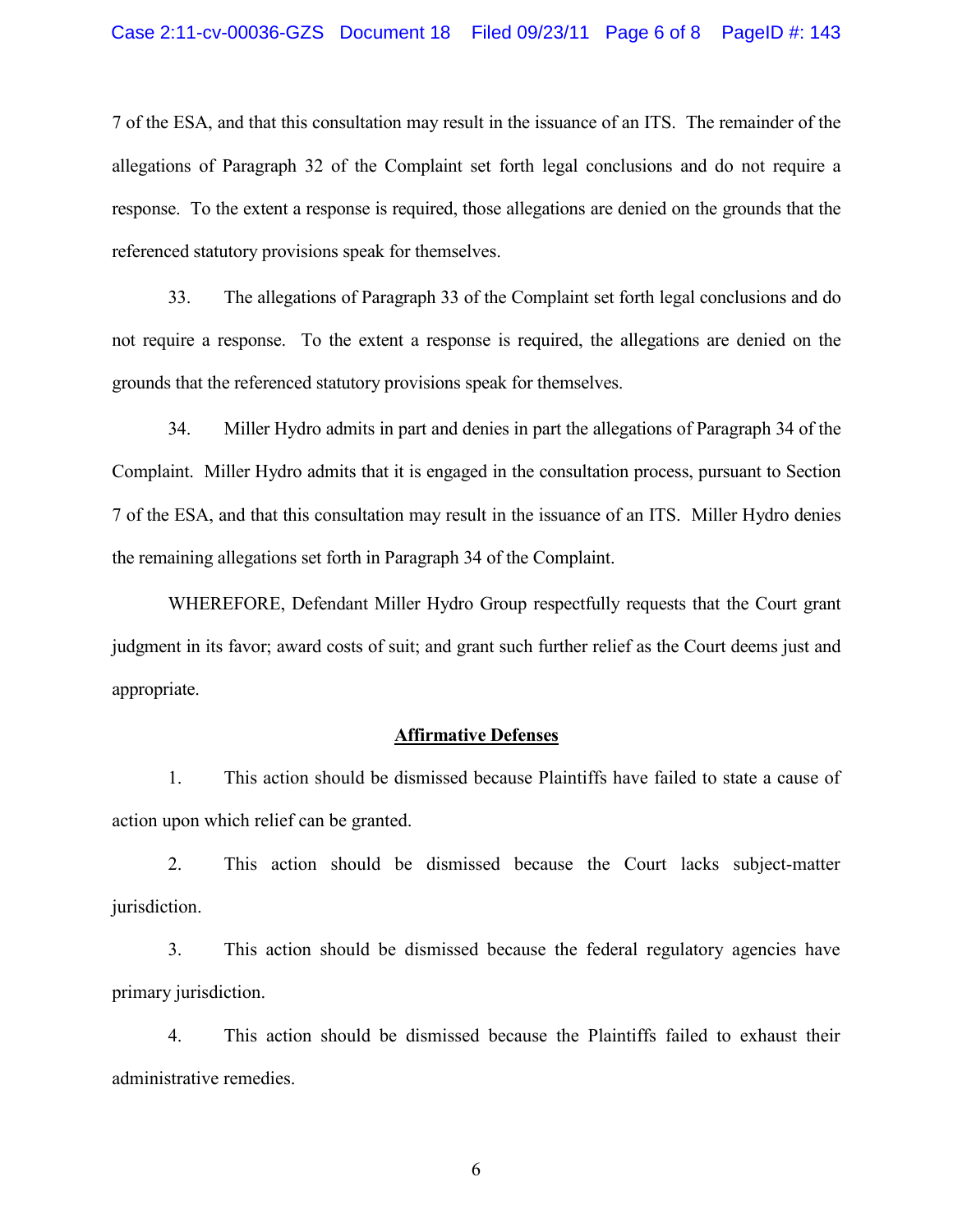7 of the ESA, and that this consultation may result in the issuance of an ITS. The remainder of the allegations of Paragraph 32 of the Complaint set forth legal conclusions and do not require a response. To the extent a response is required, those allegations are denied on the grounds that the referenced statutory provisions speak for themselves.

33. The allegations of Paragraph 33 of the Complaint set forth legal conclusions and do not require a response. To the extent a response is required, the allegations are denied on the grounds that the referenced statutory provisions speak for themselves.

34. Miller Hydro admits in part and denies in part the allegations of Paragraph 34 of the Complaint. Miller Hydro admits that it is engaged in the consultation process, pursuant to Section 7 of the ESA, and that this consultation may result in the issuance of an ITS. Miller Hydro denies the remaining allegations set forth in Paragraph 34 of the Complaint.

WHEREFORE, Defendant Miller Hydro Group respectfully requests that the Court grant judgment in its favor; award costs of suit; and grant such further relief as the Court deems just and appropriate.

## Affirmative Defenses

1. This action should be dismissed because Plaintiffs have failed to state a cause of action upon which relief can be granted.

2. This action should be dismissed because the Court lacks subject-matter jurisdiction.

3. This action should be dismissed because the federal regulatory agencies have primary jurisdiction.

4. This action should be dismissed because the Plaintiffs failed to exhaust their administrative remedies.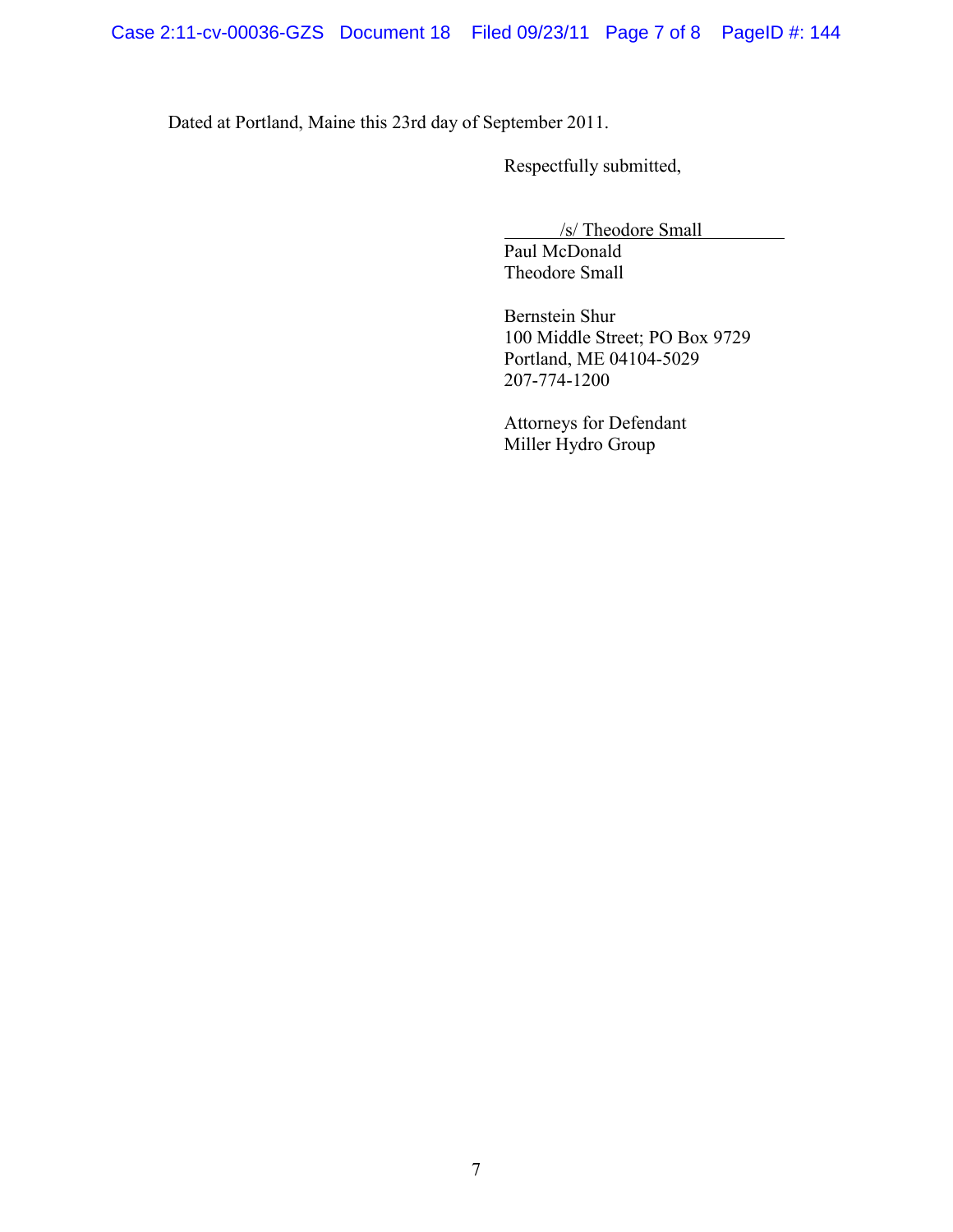Dated at Portland, Maine this 23rd day of September 2011.

Respectfully submitted,

/s/ Theodore Small
Paul McDonald
Theodore Small

Bernstein Shur
100 Middle Street; PO Box 9729
Portland, ME 04104-5029
207-774-1200

Attorneys for Defendant
Miller Hydro Group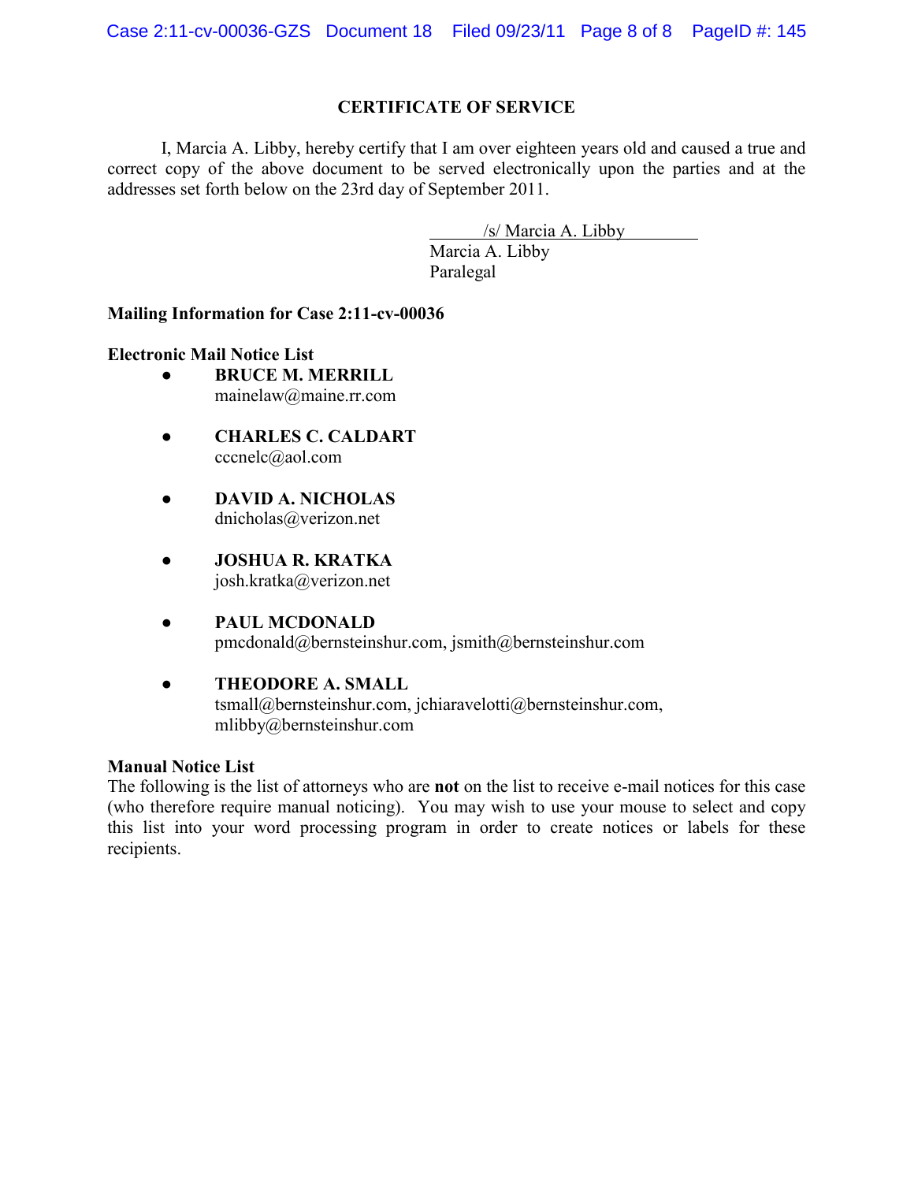## CERTIFICATE OF SERVICE

I, Marcia A. Libby, hereby certify that I am over eighteen years old and caused a true and correct copy of the above document to be served electronically upon the parties and at the addresses set forth below on the 23rd day of September 2011.

/s/ Marcia A. Libby
Marcia A. Libby
Paralegal

**Mailing Information for Case 2:11-cv-00036**

**Electronic Mail Notice List**

- **BRUCE M. MERRILL**
  mainelaw@maine.rr.com

- **CHARLES C. CALDART**
  cccnelc@aol.com

- **DAVID A. NICHOLAS**
  dnicholas@verizon.net

- **JOSHUA R. KRATKA**
  josh.kratka@verizon.net

- **PAUL MCDONALD**
  pmcdonald@bernsteinshur.com, jsmith@bernsteinshur.com

- **THEODORE A. SMALL**
  tsmall@bernsteinshur.com, jchiaravelotti@bernsteinshur.com, mlibby@bernsteinshur.com

**Manual Notice List**

The following is the list of attorneys who are **not** on the list to receive e-mail notices for this case (who therefore require manual noticing). You may wish to use your mouse to select and copy this list into your word processing program in order to create notices or labels for these recipients.